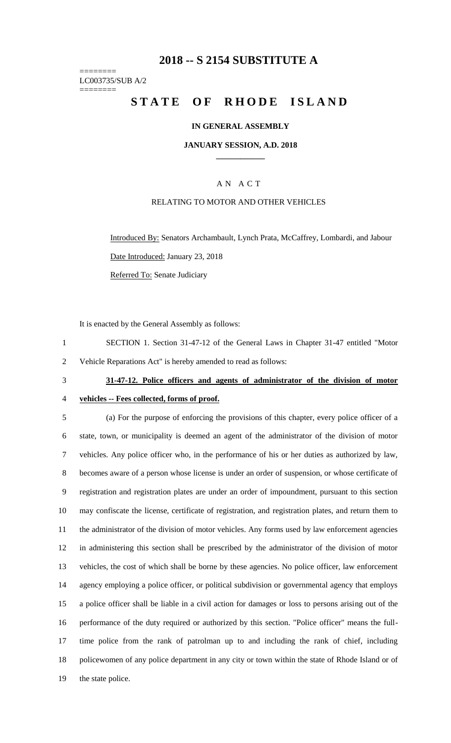# 2018 -- S 2154 SUBSTITUTE A

========
LC003735/SUB A/2
========

# STATE OF RHODE ISLAND

**IN GENERAL ASSEMBLY**

**JANUARY SESSION, A.D. 2018**

A N A C T

RELATING TO MOTOR AND OTHER VEHICLES

Introduced By: Senators Archambault, Lynch Prata, McCaffrey, Lombardi, and Jabour

Date Introduced: January 23, 2018

Referred To: Senate Judiciary

It is enacted by the General Assembly as follows:

1 SECTION 1. Section 31-47-12 of the General Laws in Chapter 31-47 entitled "Motor
2 Vehicle Reparations Act" is hereby amended to read as follows:

3 **31-47-12. Police officers and agents of administrator of the division of motor**
4 **vehicles -- Fees collected, forms of proof.**

5 (a) For the purpose of enforcing the provisions of this chapter, every police officer of a
6 state, town, or municipality is deemed an agent of the administrator of the division of motor
7 vehicles. Any police officer who, in the performance of his or her duties as authorized by law,
8 becomes aware of a person whose license is under an order of suspension, or whose certificate of
9 registration and registration plates are under an order of impoundment, pursuant to this section
10 may confiscate the license, certificate of registration, and registration plates, and return them to
11 the administrator of the division of motor vehicles. Any forms used by law enforcement agencies
12 in administering this section shall be prescribed by the administrator of the division of motor
13 vehicles, the cost of which shall be borne by these agencies. No police officer, law enforcement
14 agency employing a police officer, or political subdivision or governmental agency that employs
15 a police officer shall be liable in a civil action for damages or loss to persons arising out of the
16 performance of the duty required or authorized by this section. "Police officer" means the full-
17 time police from the rank of patrolman up to and including the rank of chief, including
18 policewomen of any police department in any city or town within the state of Rhode Island or of
19 the state police.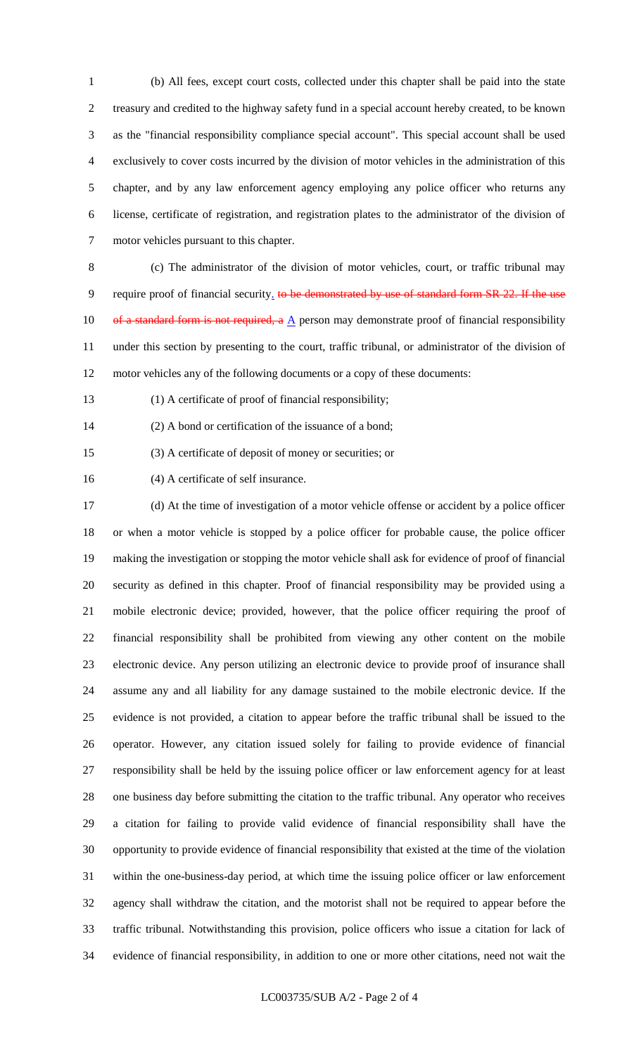(b) All fees, except court costs, collected under this chapter shall be paid into the state treasury and credited to the highway safety fund in a special account hereby created, to be known as the "financial responsibility compliance special account". This special account shall be used exclusively to cover costs incurred by the division of motor vehicles in the administration of this chapter, and by any law enforcement agency employing any police officer who returns any license, certificate of registration, and registration plates to the administrator of the division of motor vehicles pursuant to this chapter.

(c) The administrator of the division of motor vehicles, court, or traffic tribunal may require proof of financial security. ~~to be demonstrated by use of standard form SR 22. If the use of a standard form is not required, a~~ A person may demonstrate proof of financial responsibility under this section by presenting to the court, traffic tribunal, or administrator of the division of motor vehicles any of the following documents or a copy of these documents:

(1) A certificate of proof of financial responsibility;

(2) A bond or certification of the issuance of a bond;

(3) A certificate of deposit of money or securities; or

(4) A certificate of self insurance.

(d) At the time of investigation of a motor vehicle offense or accident by a police officer or when a motor vehicle is stopped by a police officer for probable cause, the police officer making the investigation or stopping the motor vehicle shall ask for evidence of proof of financial security as defined in this chapter. Proof of financial responsibility may be provided using a mobile electronic device; provided, however, that the police officer requiring the proof of financial responsibility shall be prohibited from viewing any other content on the mobile electronic device. Any person utilizing an electronic device to provide proof of insurance shall assume any and all liability for any damage sustained to the mobile electronic device. If the evidence is not provided, a citation to appear before the traffic tribunal shall be issued to the operator. However, any citation issued solely for failing to provide evidence of financial responsibility shall be held by the issuing police officer or law enforcement agency for at least one business day before submitting the citation to the traffic tribunal. Any operator who receives a citation for failing to provide valid evidence of financial responsibility shall have the opportunity to provide evidence of financial responsibility that existed at the time of the violation within the one-business-day period, at which time the issuing police officer or law enforcement agency shall withdraw the citation, and the motorist shall not be required to appear before the traffic tribunal. Notwithstanding this provision, police officers who issue a citation for lack of evidence of financial responsibility, in addition to one or more other citations, need not wait the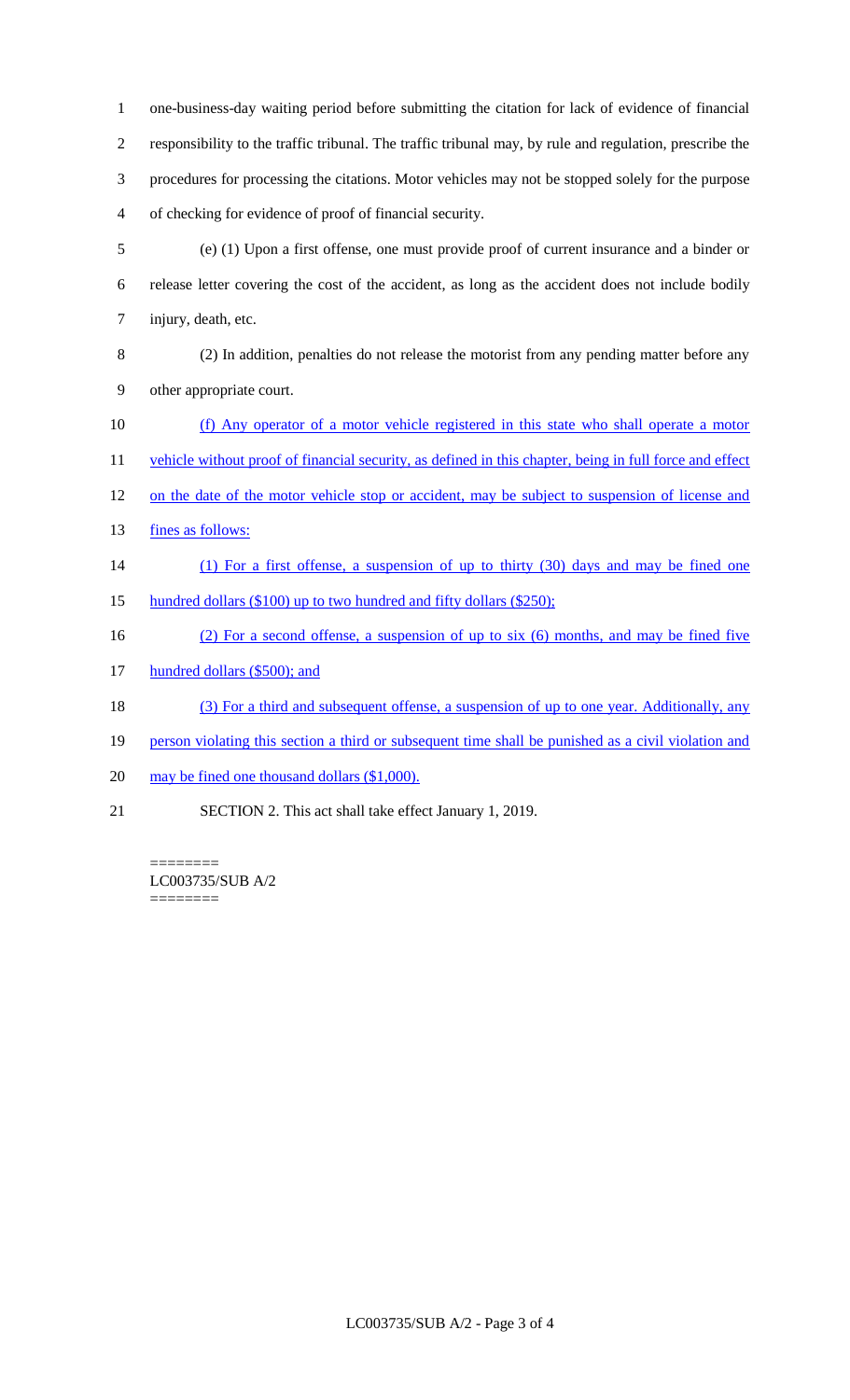one-business-day waiting period before submitting the citation for lack of evidence of financial responsibility to the traffic tribunal. The traffic tribunal may, by rule and regulation, prescribe the procedures for processing the citations. Motor vehicles may not be stopped solely for the purpose of checking for evidence of proof of financial security.

(e) (1) Upon a first offense, one must provide proof of current insurance and a binder or release letter covering the cost of the accident, as long as the accident does not include bodily injury, death, etc.

(2) In addition, penalties do not release the motorist from any pending matter before any other appropriate court.

<u>(f) Any operator of a motor vehicle registered in this state who shall operate a motor vehicle without proof of financial security, as defined in this chapter, being in full force and effect on the date of the motor vehicle stop or accident, may be subject to suspension of license and fines as follows:</u>

<u>(1) For a first offense, a suspension of up to thirty (30) days and may be fined one hundred dollars ($100) up to two hundred and fifty dollars ($250);</u>

<u>(2) For a second offense, a suspension of up to six (6) months, and may be fined five hundred dollars ($500); and</u>

<u>(3) For a third and subsequent offense, a suspension of up to one year. Additionally, any person violating this section a third or subsequent time shall be punished as a civil violation and may be fined one thousand dollars ($1,000).</u>

SECTION 2. This act shall take effect January 1, 2019.

========
LC003735/SUB A/2
========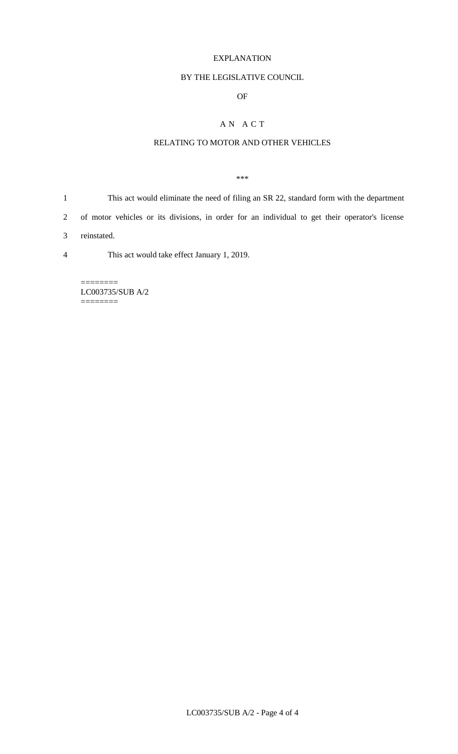EXPLANATION

BY THE LEGISLATIVE COUNCIL

OF

A N A C T

RELATING TO MOTOR AND OTHER VEHICLES

\*\*\*

1 This act would eliminate the need of filing an SR 22, standard form with the department
2 of motor vehicles or its divisions, in order for an individual to get their operator's license
3 reinstated.

4 This act would take effect January 1, 2019.

========
LC003735/SUB A/2
========